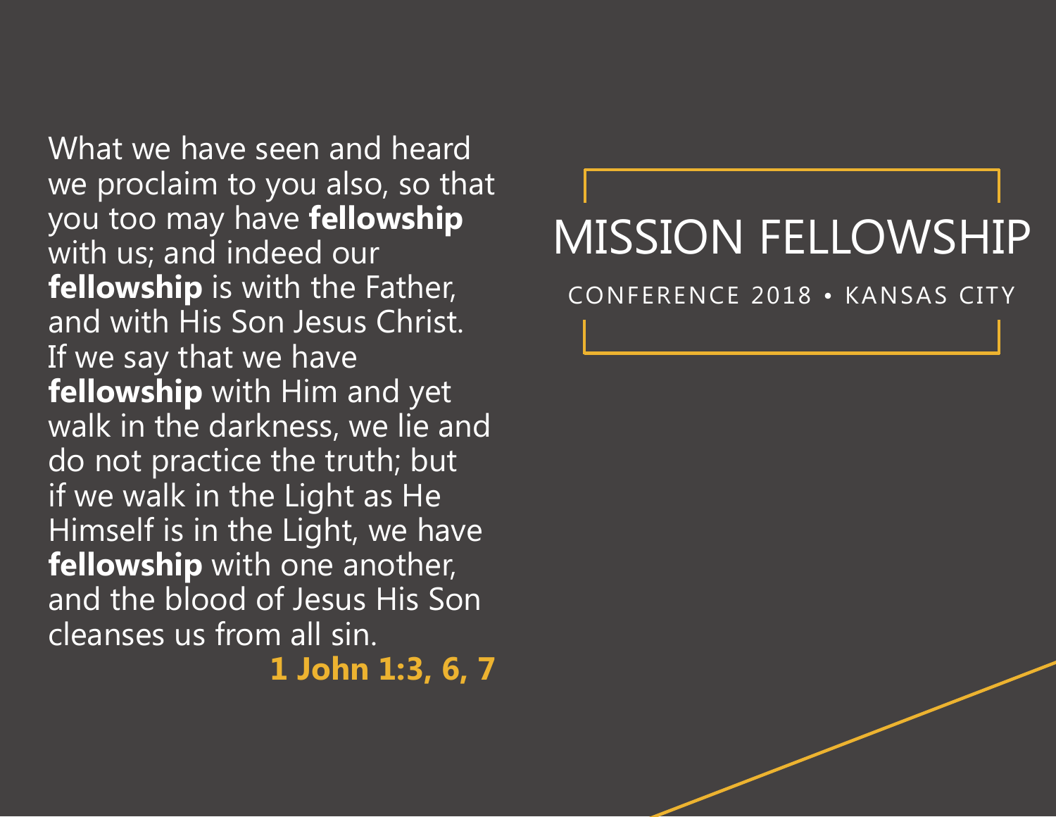# MISSION FELLOWSHIP

CONFERENCE 2018 • KANSAS CITY

What we have seen and heard we proclaim to you also, so that you too may have **fellowship** with us; and indeed our **fellowship** is with the Father, and with His Son Jesus Christ. If we say that we have **fellowship** with Him and yet walk in the darkness, we lie and do not practice the truth; but if we walk in the Light as He Himself is in the Light, we have **fellowship** with one another, and the blood of Jesus His Son cleanses us from all sin.

**1 John 1:3, 6, 7**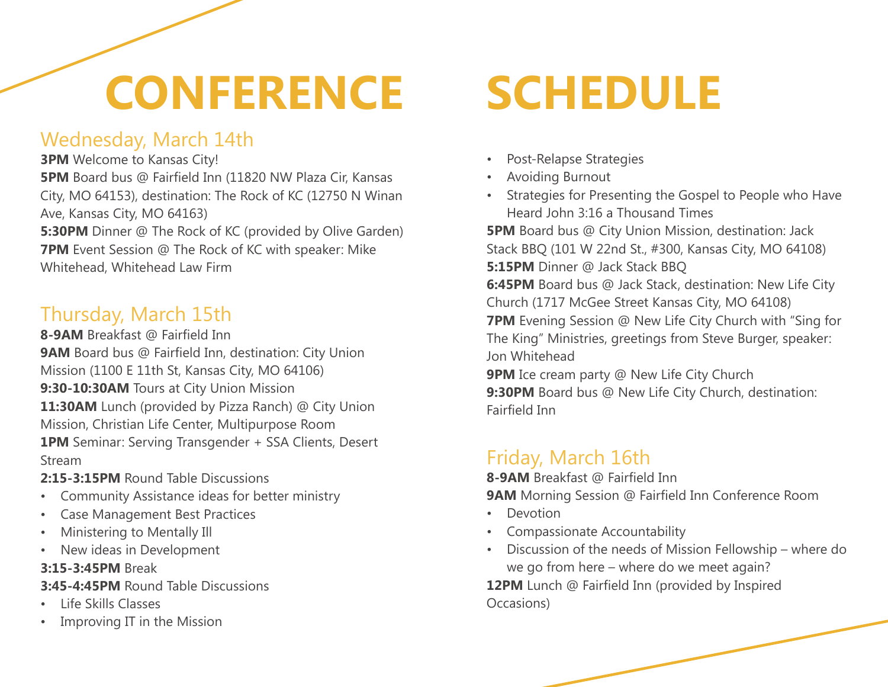# CONFERENCE SCHEDULE

## Wednesday, March 14th

**3PM** Welcome to Kansas City!
**5PM** Board bus @ Fairfield Inn (11820 NW Plaza Cir, Kansas City, MO 64153), destination: The Rock of KC (12750 N Winan Ave, Kansas City, MO 64163)
**5:30PM** Dinner @ The Rock of KC (provided by Olive Garden)
**7PM** Event Session @ The Rock of KC with speaker: Mike Whitehead, Whitehead Law Firm

## Thursday, March 15th

**8-9AM** Breakfast @ Fairfield Inn
**9AM** Board bus @ Fairfield Inn, destination: City Union Mission (1100 E 11th St, Kansas City, MO 64106)
**9:30-10:30AM** Tours at City Union Mission
**11:30AM** Lunch (provided by Pizza Ranch) @ City Union Mission, Christian Life Center, Multipurpose Room
**1PM** Seminar: Serving Transgender + SSA Clients, Desert Stream
**2:15-3:15PM** Round Table Discussions

- Community Assistance ideas for better ministry
- Case Management Best Practices
- Ministering to Mentally Ill
- New ideas in Development

**3:15-3:45PM** Break
**3:45-4:45PM** Round Table Discussions

- Life Skills Classes
- Improving IT in the Mission
- Post-Relapse Strategies
- Avoiding Burnout
- Strategies for Presenting the Gospel to People who Have Heard John 3:16 a Thousand Times

**5PM** Board bus @ City Union Mission, destination: Jack Stack BBQ (101 W 22nd St., #300, Kansas City, MO 64108)
**5:15PM** Dinner @ Jack Stack BBQ
**6:45PM** Board bus @ Jack Stack, destination: New Life City Church (1717 McGee Street Kansas City, MO 64108)
**7PM** Evening Session @ New Life City Church with "Sing for The King" Ministries, greetings from Steve Burger, speaker: Jon Whitehead
**9PM** Ice cream party @ New Life City Church
**9:30PM** Board bus @ New Life City Church, destination: Fairfield Inn

## Friday, March 16th

**8-9AM** Breakfast @ Fairfield Inn
**9AM** Morning Session @ Fairfield Inn Conference Room

- Devotion
- Compassionate Accountability
- Discussion of the needs of Mission Fellowship – where do we go from here – where do we meet again?

**12PM** Lunch @ Fairfield Inn (provided by Inspired Occasions)